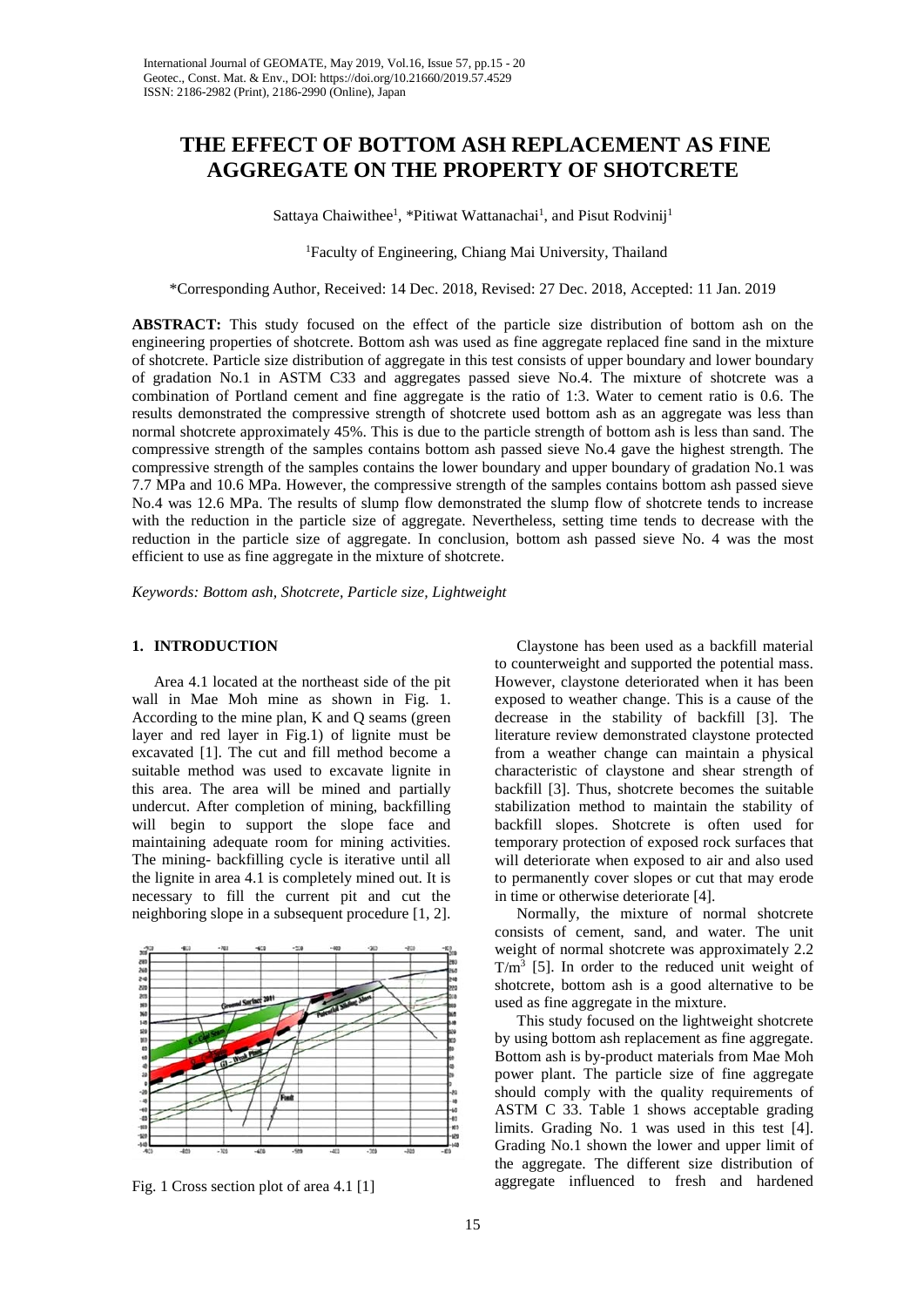# THE EFFECT OF BOTTOM ASH REPLACEMENT AS FINE AGGREGATE ON THE PROPERTY OF SHOTCRETE

Sattaya Chaiwithee[1], *Pitiwat Wattanachai[1], and Pisut Rodvinij[1]

[1]Faculty of Engineering, Chiang Mai University, Thailand

*Corresponding Author, Received: 14 Dec. 2018, Revised: 27 Dec. 2018, Accepted: 11 Jan. 2019

**ABSTRACT:** This study focused on the effect of the particle size distribution of bottom ash on the engineering properties of shotcrete. Bottom ash was used as fine aggregate replaced fine sand in the mixture of shotcrete. Particle size distribution of aggregate in this test consists of upper boundary and lower boundary of gradation No.1 in ASTM C33 and aggregates passed sieve No.4. The mixture of shotcrete was a combination of Portland cement and fine aggregate is the ratio of 1:3. Water to cement ratio is 0.6. The results demonstrated the compressive strength of shotcrete used bottom ash as an aggregate was less than normal shotcrete approximately 45%. This is due to the particle strength of bottom ash is less than sand. The compressive strength of the samples contains bottom ash passed sieve No.4 gave the highest strength. The compressive strength of the samples contains the lower boundary and upper boundary of gradation No.1 was 7.7 MPa and 10.6 MPa. However, the compressive strength of the samples contains bottom ash passed sieve No.4 was 12.6 MPa. The results of slump flow demonstrated the slump flow of shotcrete tends to increase with the reduction in the particle size of aggregate. Nevertheless, setting time tends to decrease with the reduction in the particle size of aggregate. In conclusion, bottom ash passed sieve No. 4 was the most efficient to use as fine aggregate in the mixture of shotcrete.

*Keywords: Bottom ash, Shotcrete, Particle size, Lightweight*

## 1. INTRODUCTION

Area 4.1 located at the northeast side of the pit wall in Mae Moh mine as shown in Fig. 1. According to the mine plan, K and Q seams (green layer and red layer in Fig.1) of lignite must be excavated [1]. The cut and fill method become a suitable method was used to excavate lignite in this area. The area will be mined and partially undercut. After completion of mining, backfilling will begin to support the slope face and maintaining adequate room for mining activities. The mining- backfilling cycle is iterative until all the lignite in area 4.1 is completely mined out. It is necessary to fill the current pit and cut the neighboring slope in a subsequent procedure [1, 2].

Fig. 1 Cross section plot of area 4.1 [1]

Claystone has been used as a backfill material to counterweight and supported the potential mass. However, claystone deteriorated when it has been exposed to weather change. This is a cause of the decrease in the stability of backfill [3]. The literature review demonstrated claystone protected from a weather change can maintain a physical characteristic of claystone and shear strength of backfill [3]. Thus, shotcrete becomes the suitable stabilization method to maintain the stability of backfill slopes. Shotcrete is often used for temporary protection of exposed rock surfaces that will deteriorate when exposed to air and also used to permanently cover slopes or cut that may erode in time or otherwise deteriorate [4].

Normally, the mixture of normal shotcrete consists of cement, sand, and water. The unit weight of normal shotcrete was approximately 2.2 $T/m^3$ [5]. In order to the reduced unit weight of shotcrete, bottom ash is a good alternative to be used as fine aggregate in the mixture.

This study focused on the lightweight shotcrete by using bottom ash replacement as fine aggregate. Bottom ash is by-product materials from Mae Moh power plant. The particle size of fine aggregate should comply with the quality requirements of ASTM C 33. Table 1 shows acceptable grading limits. Grading No. 1 was used in this test [4]. Grading No.1 shown the lower and upper limit of the aggregate. The different size distribution of aggregate influenced to fresh and hardened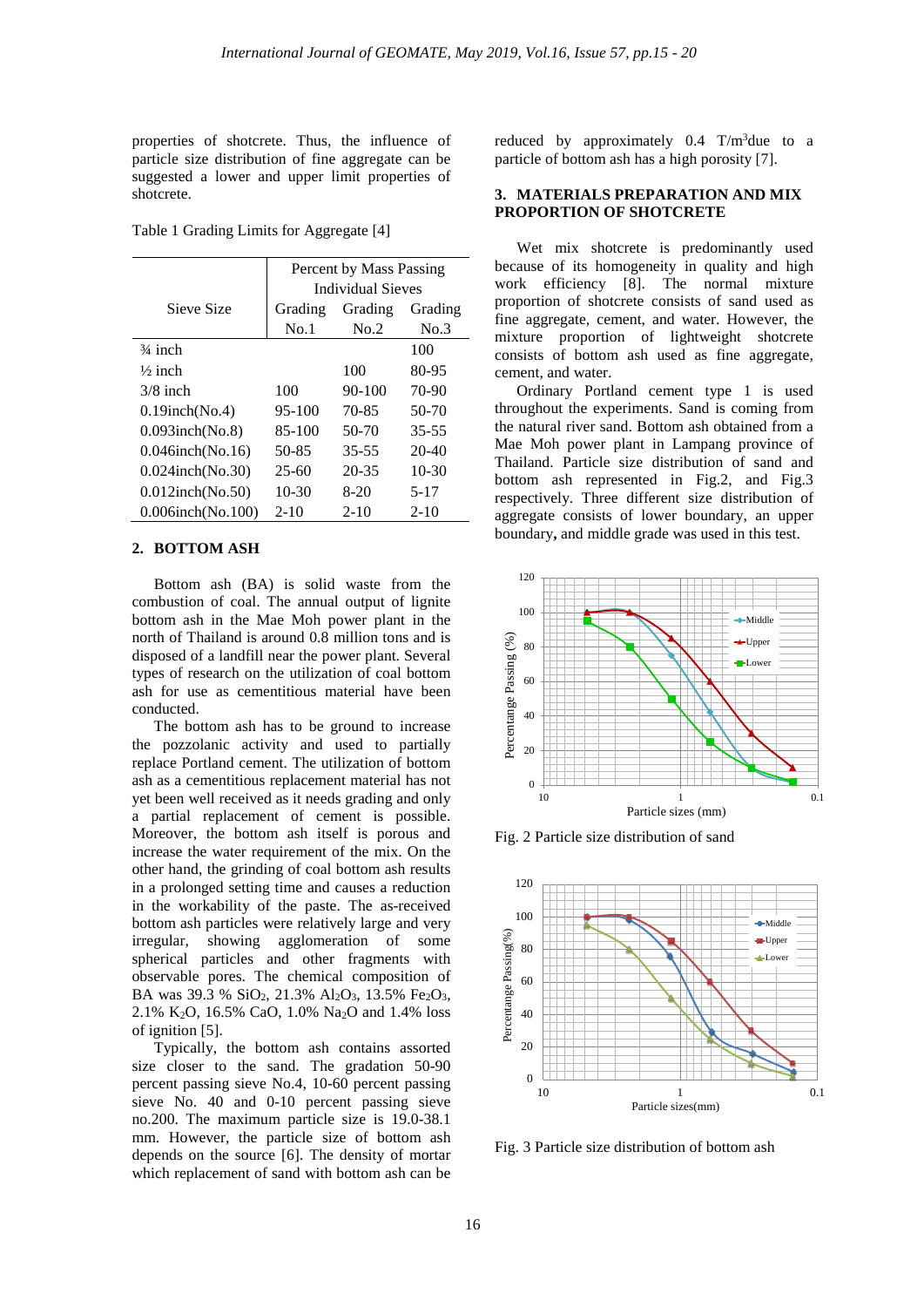properties of shotcrete. Thus, the influence of particle size distribution of fine aggregate can be suggested a lower and upper limit properties of shotcrete.

Table 1 Grading Limits for Aggregate [4]

| Sieve Size | Percent by Mass Passing Individual Sieves | | |
|---|---|---|---|
| | Grading No.1 | Grading No.2 | Grading No.3 |
| ¾ inch | | | 100 |
| ½ inch | | 100 | 80-95 |
| 3/8 inch | 100 | 90-100 | 70-90 |
| 0.19inch(No.4) | 95-100 | 70-85 | 50-70 |
| 0.093inch(No.8) | 85-100 | 50-70 | 35-55 |
| 0.046inch(No.16) | 50-85 | 35-55 | 20-40 |
| 0.024inch(No.30) | 25-60 | 20-35 | 10-30 |
| 0.012inch(No.50) | 10-30 | 8-20 | 5-17 |
| 0.006inch(No.100) | 2-10 | 2-10 | 2-10 |

## 2. BOTTOM ASH

Bottom ash (BA) is solid waste from the combustion of coal. The annual output of lignite bottom ash in the Mae Moh power plant in the north of Thailand is around 0.8 million tons and is disposed of a landfill near the power plant. Several types of research on the utilization of coal bottom ash for use as cementitious material have been conducted.

The bottom ash has to be ground to increase the pozzolanic activity and used to partially replace Portland cement. The utilization of bottom ash as a cementitious replacement material has not yet been well received as it needs grading and only a partial replacement of cement is possible. Moreover, the bottom ash itself is porous and increase the water requirement of the mix. On the other hand, the grinding of coal bottom ash results in a prolonged setting time and causes a reduction in the workability of the paste. The as-received bottom ash particles were relatively large and very irregular, showing agglomeration of some spherical particles and other fragments with observable pores. The chemical composition of BA was 39.3 % $SiO_2$, 21.3% $Al_2O_3$, 13.5% $Fe_2O_3$, 2.1% $K_2O$, 16.5% CaO, 1.0% $Na_2O$ and 1.4% loss of ignition [5].

Typically, the bottom ash contains assorted size closer to the sand. The gradation 50-90 percent passing sieve No.4, 10-60 percent passing sieve No. 40 and 0-10 percent passing sieve no.200. The maximum particle size is 19.0-38.1 mm. However, the particle size of bottom ash depends on the source [6]. The density of mortar which replacement of sand with bottom ash can be reduced by approximately 0.4 T/m$^3$due to a particle of bottom ash has a high porosity [7].

## 3. MATERIALS PREPARATION AND MIX PROPORTION OF SHOTCRETE

Wet mix shotcrete is predominantly used because of its homogeneity in quality and high work efficiency [8]. The normal mixture proportion of shotcrete consists of sand used as fine aggregate, cement, and water. However, the mixture proportion of lightweight shotcrete consists of bottom ash used as fine aggregate, cement, and water.

Ordinary Portland cement type 1 is used throughout the experiments. Sand is coming from the natural river sand. Bottom ash obtained from a Mae Moh power plant in Lampang province of Thailand. Particle size distribution of sand and bottom ash represented in Fig.2, and Fig.3 respectively. Three different size distribution of aggregate consists of lower boundary, an upper boundary**,** and middle grade was used in this test.

Fig. 2 Particle size distribution of sand

Fig. 3 Particle size distribution of bottom ash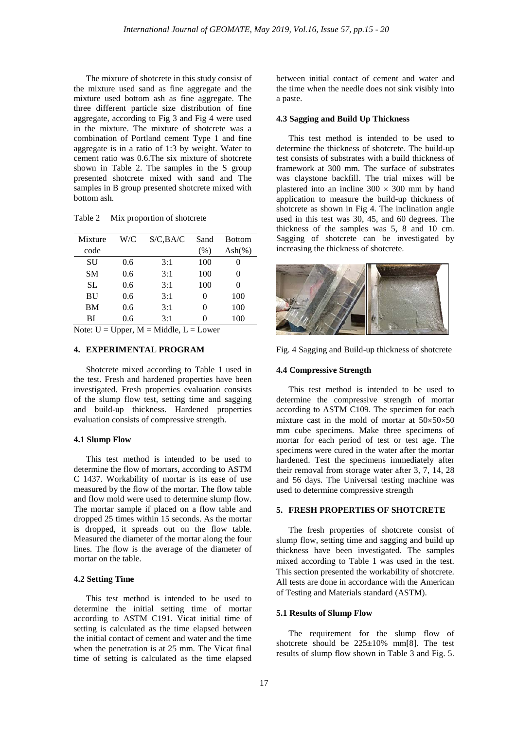The mixture of shotcrete in this study consist of the mixture used sand as fine aggregate and the mixture used bottom ash as fine aggregate. The three different particle size distribution of fine aggregate, according to Fig 3 and Fig 4 were used in the mixture. The mixture of shotcrete was a combination of Portland cement Type 1 and fine aggregate is in a ratio of 1:3 by weight. Water to cement ratio was 0.6.The six mixture of shotcrete shown in Table 2. The samples in the S group presented shotcrete mixed with sand and The samples in B group presented shotcrete mixed with bottom ash.

Table 2 Mix proportion of shotcrete

| Mixture code | W/C | S/C,BA/C | Sand (%) | Bottom Ash(%) |
|---|---|---|---|---|
| SU | 0.6 | 3:1 | 100 | 0 |
| SM | 0.6 | 3:1 | 100 | 0 |
| SL | 0.6 | 3:1 | 100 | 0 |
| BU | 0.6 | 3:1 | 0 | 100 |
| BM | 0.6 | 3:1 | 0 | 100 |
| BL | 0.6 | 3:1 | 0 | 100 |

Note: U = Upper, M = Middle, L = Lower

## 4. EXPERIMENTAL PROGRAM

Shotcrete mixed according to Table 1 used in the test. Fresh and hardened properties have been investigated. Fresh properties evaluation consists of the slump flow test, setting time and sagging and build-up thickness. Hardened properties evaluation consists of compressive strength.

### 4.1 Slump Flow

This test method is intended to be used to determine the flow of mortars, according to ASTM C 1437. Workability of mortar is its ease of use measured by the flow of the mortar. The flow table and flow mold were used to determine slump flow. The mortar sample if placed on a flow table and dropped 25 times within 15 seconds. As the mortar is dropped, it spreads out on the flow table. Measured the diameter of the mortar along the four lines. The flow is the average of the diameter of mortar on the table.

### 4.2 Setting Time

This test method is intended to be used to determine the initial setting time of mortar according to ASTM C191. Vicat initial time of setting is calculated as the time elapsed between the initial contact of cement and water and the time when the penetration is at 25 mm. The Vicat final time of setting is calculated as the time elapsed between initial contact of cement and water and the time when the needle does not sink visibly into a paste.

### 4.3 Sagging and Build Up Thickness

This test method is intended to be used to determine the thickness of shotcrete. The build-up test consists of substrates with a build thickness of framework at 300 mm. The surface of substrates was claystone backfill. The trial mixes will be plastered into an incline 300 $\times$ 300 mm by hand application to measure the build-up thickness of shotcrete as shown in Fig 4. The inclination angle used in this test was 30, 45, and 60 degrees. The thickness of the samples was 5, 8 and 10 cm. Sagging of shotcrete can be investigated by increasing the thickness of shotcrete.

Fig. 4 Sagging and Build-up thickness of shotcrete

### 4.4 Compressive Strength

This test method is intended to be used to determine the compressive strength of mortar according to ASTM C109. The specimen for each mixture cast in the mold of mortar at 50$\times$50$\times$50 mm cube specimens. Make three specimens of mortar for each period of test or test age. The specimens were cured in the water after the mortar hardened. Test the specimens immediately after their removal from storage water after 3, 7, 14, 28 and 56 days. The Universal testing machine was used to determine compressive strength

## 5. FRESH PROPERTIES OF SHOTCRETE

The fresh properties of shotcrete consist of slump flow, setting time and sagging and build up thickness have been investigated. The samples mixed according to Table 1 was used in the test. This section presented the workability of shotcrete. All tests are done in accordance with the American of Testing and Materials standard (ASTM).

### 5.1 Results of Slump Flow

The requirement for the slump flow of shotcrete should be 225±10% mm[8]. The test results of slump flow shown in Table 3 and Fig. 5.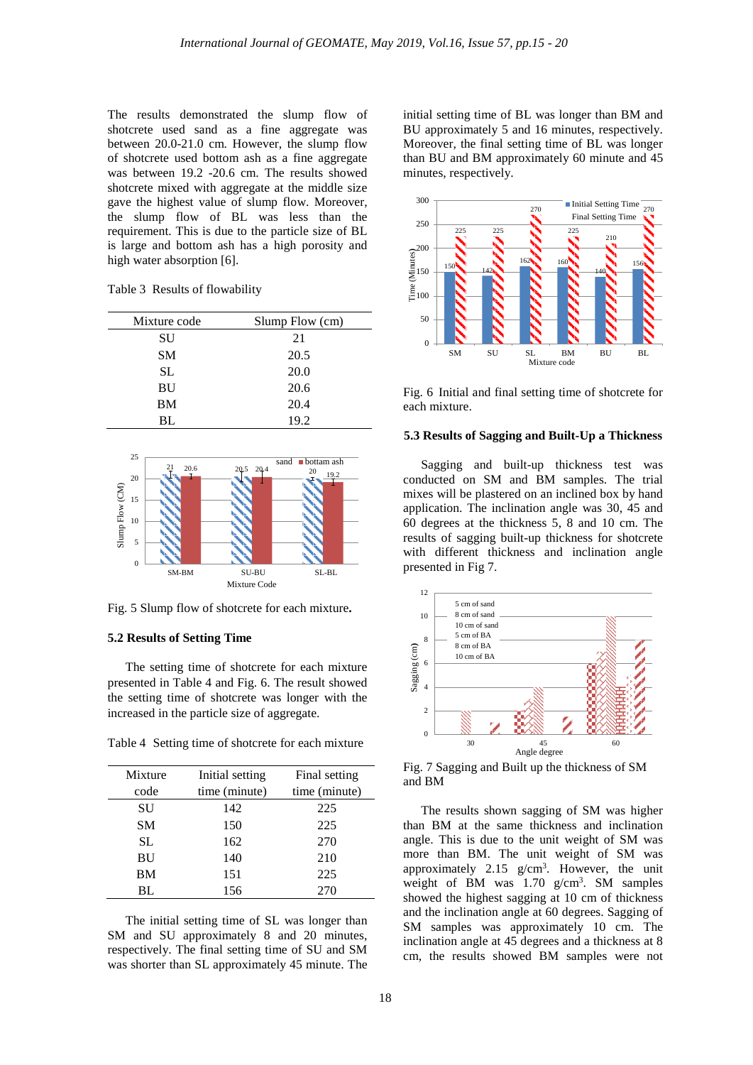The results demonstrated the slump flow of shotcrete used sand as a fine aggregate was between 20.0-21.0 cm. However, the slump flow of shotcrete used bottom ash as a fine aggregate was between 19.2 -20.6 cm. The results showed shotcrete mixed with aggregate at the middle size gave the highest value of slump flow. Moreover, the slump flow of BL was less than the requirement. This is due to the particle size of BL is large and bottom ash has a high porosity and high water absorption [6].

Table 3 Results of flowability

| Mixture code | Slump Flow (cm) |
|---|---|
| SU | 21 |
| SM | 20.5 |
| SL | 20.0 |
| BU | 20.6 |
| BM | 20.4 |
| BL | 19.2 |

Fig. 5 Slump flow of shotcrete for each mixture.

### 5.2 Results of Setting Time

The setting time of shotcrete for each mixture presented in Table 4 and Fig. 6. The result showed the setting time of shotcrete was longer with the increased in the particle size of aggregate.

Table 4 Setting time of shotcrete for each mixture

| Mixture code | Initial setting time (minute) | Final setting time (minute) |
|---|---|---|
| SU | 142 | 225 |
| SM | 150 | 225 |
| SL | 162 | 270 |
| BU | 140 | 210 |
| BM | 151 | 225 |
| BL | 156 | 270 |

The initial setting time of SL was longer than SM and SU approximately 8 and 20 minutes, respectively. The final setting time of SU and SM was shorter than SL approximately 45 minute. The initial setting time of BL was longer than BM and BU approximately 5 and 16 minutes, respectively. Moreover, the final setting time of BL was longer than BU and BM approximately 60 minute and 45 minutes, respectively.

Fig. 6 Initial and final setting time of shotcrete for each mixture.

### 5.3 Results of Sagging and Built-Up a Thickness

Sagging and built-up thickness test was conducted on SM and BM samples. The trial mixes will be plastered on an inclined box by hand application. The inclination angle was 30, 45 and 60 degrees at the thickness 5, 8 and 10 cm. The results of sagging built-up thickness for shotcrete with different thickness and inclination angle presented in Fig 7.

Fig. 7 Sagging and Built up the thickness of SM and BM

The results shown sagging of SM was higher than BM at the same thickness and inclination angle. This is due to the unit weight of SM was more than BM. The unit weight of SM was approximately 2.15 g/cm$^3$. However, the unit weight of BM was 1.70 g/cm$^3$. SM samples showed the highest sagging at 10 cm of thickness and the inclination angle at 60 degrees. Sagging of SM samples was approximately 10 cm. The inclination angle at 45 degrees and a thickness at 8 cm, the results showed BM samples were not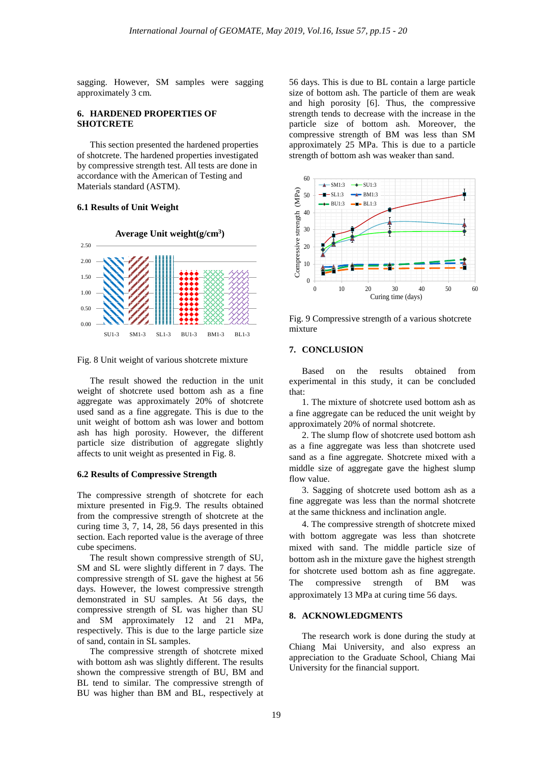sagging. However, SM samples were sagging approximately 3 cm.

## 6. HARDENED PROPERTIES OF SHOTCRETE

This section presented the hardened properties of shotcrete. The hardened properties investigated by compressive strength test. All tests are done in accordance with the American of Testing and Materials standard (ASTM).

### 6.1 Results of Unit Weight

Fig. 8 Unit weight of various shotcrete mixture

The result showed the reduction in the unit weight of shotcrete used bottom ash as a fine aggregate was approximately 20% of shotcrete used sand as a fine aggregate. This is due to the unit weight of bottom ash was lower and bottom ash has high porosity. However, the different particle size distribution of aggregate slightly affects to unit weight as presented in Fig. 8.

### 6.2 Results of Compressive Strength

The compressive strength of shotcrete for each mixture presented in Fig.9. The results obtained from the compressive strength of shotcrete at the curing time 3, 7, 14, 28, 56 days presented in this section. Each reported value is the average of three cube specimens.

The result shown compressive strength of SU, SM and SL were slightly different in 7 days. The compressive strength of SL gave the highest at 56 days. However, the lowest compressive strength demonstrated in SU samples. At 56 days, the compressive strength of SL was higher than SU and SM approximately 12 and 21 MPa, respectively. This is due to the large particle size of sand, contain in SL samples.

The compressive strength of shotcrete mixed with bottom ash was slightly different. The results shown the compressive strength of BU, BM and BL tend to similar. The compressive strength of BU was higher than BM and BL, respectively at 56 days. This is due to BL contain a large particle size of bottom ash. The particle of them are weak and high porosity [6]. Thus, the compressive strength tends to decrease with the increase in the particle size of bottom ash. Moreover, the compressive strength of BM was less than SM approximately 25 MPa. This is due to a particle strength of bottom ash was weaker than sand.

Fig. 9 Compressive strength of a various shotcrete mixture

## 7. CONCLUSION

Based on the results obtained from experimental in this study, it can be concluded that:

1. The mixture of shotcrete used bottom ash as a fine aggregate can be reduced the unit weight by approximately 20% of normal shotcrete.

2. The slump flow of shotcrete used bottom ash as a fine aggregate was less than shotcrete used sand as a fine aggregate. Shotcrete mixed with a middle size of aggregate gave the highest slump flow value.

3. Sagging of shotcrete used bottom ash as a fine aggregate was less than the normal shotcrete at the same thickness and inclination angle.

4. The compressive strength of shotcrete mixed with bottom aggregate was less than shotcrete mixed with sand. The middle particle size of bottom ash in the mixture gave the highest strength for shotcrete used bottom ash as fine aggregate. The compressive strength of BM was approximately 13 MPa at curing time 56 days.

## 8. ACKNOWLEDGMENTS

The research work is done during the study at Chiang Mai University, and also express an appreciation to the Graduate School, Chiang Mai University for the financial support.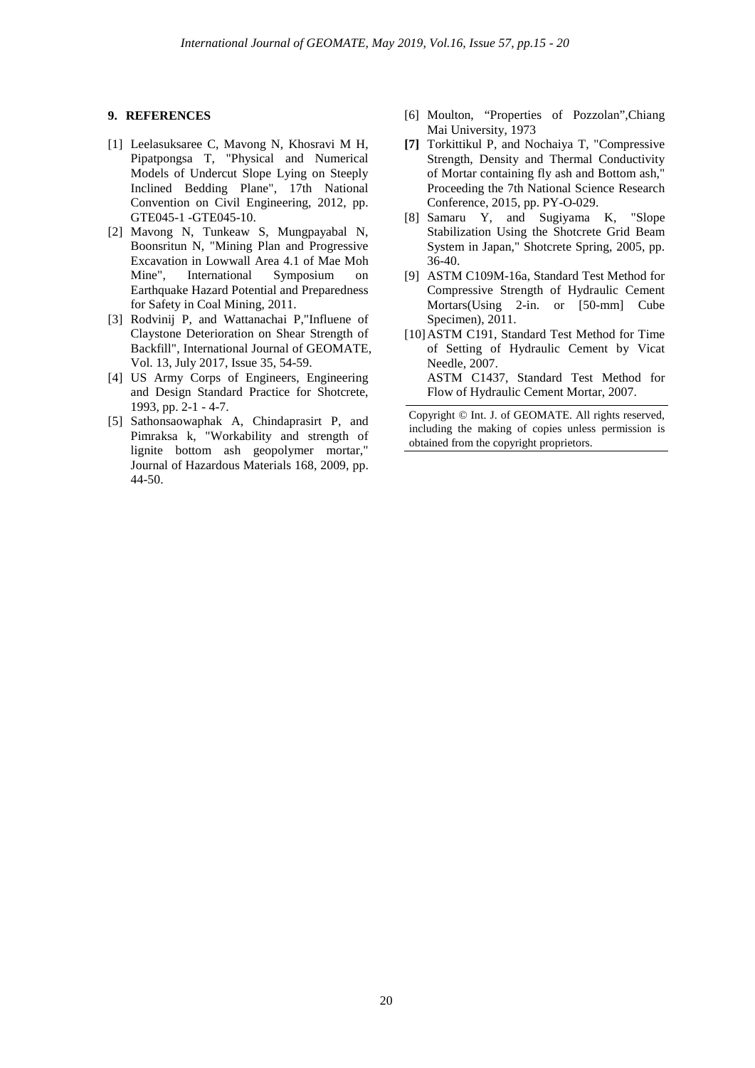## 9. REFERENCES

[1] Leelasuksaree C, Mavong N, Khosravi M H, Pipatpongsa T, "Physical and Numerical Models of Undercut Slope Lying on Steeply Inclined Bedding Plane", 17th National Convention on Civil Engineering, 2012, pp. GTE045-1 -GTE045-10.

[2] Mavong N, Tunkeaw S, Mungpayabal N, Boonsritun N, "Mining Plan and Progressive Excavation in Lowwall Area 4.1 of Mae Moh Mine", International Symposium on Earthquake Hazard Potential and Preparedness for Safety in Coal Mining, 2011.

[3] Rodvinij P, and Wattanachai P,"Influene of Claystone Deterioration on Shear Strength of Backfill", International Journal of GEOMATE, Vol. 13, July 2017, Issue 35, 54-59.

[4] US Army Corps of Engineers, Engineering and Design Standard Practice for Shotcrete, 1993, pp. 2-1 - 4-7.

[5] Sathonsaowaphak A, Chindaprasirt P, and Pimraksa k, "Workability and strength of lignite bottom ash geopolymer mortar," Journal of Hazardous Materials 168, 2009, pp. 44-50.

[6] Moulton, "Properties of Pozzolan",Chiang Mai University, 1973

**[7]** Torkittikul P, and Nochaiya T, "Compressive Strength, Density and Thermal Conductivity of Mortar containing fly ash and Bottom ash," Proceeding the 7th National Science Research Conference, 2015, pp. PY-O-029.

[8] Samaru Y, and Sugiyama K, "Slope Stabilization Using the Shotcrete Grid Beam System in Japan," Shotcrete Spring, 2005, pp. 36-40.

[9] ASTM C109M-16a, Standard Test Method for Compressive Strength of Hydraulic Cement Mortars(Using 2-in. or [50-mm] Cube Specimen), 2011.

[10] ASTM C191, Standard Test Method for Time of Setting of Hydraulic Cement by Vicat Needle, 2007.
ASTM C1437, Standard Test Method for Flow of Hydraulic Cement Mortar, 2007.

Copyright © Int. J. of GEOMATE. All rights reserved, including the making of copies unless permission is obtained from the copyright proprietors.